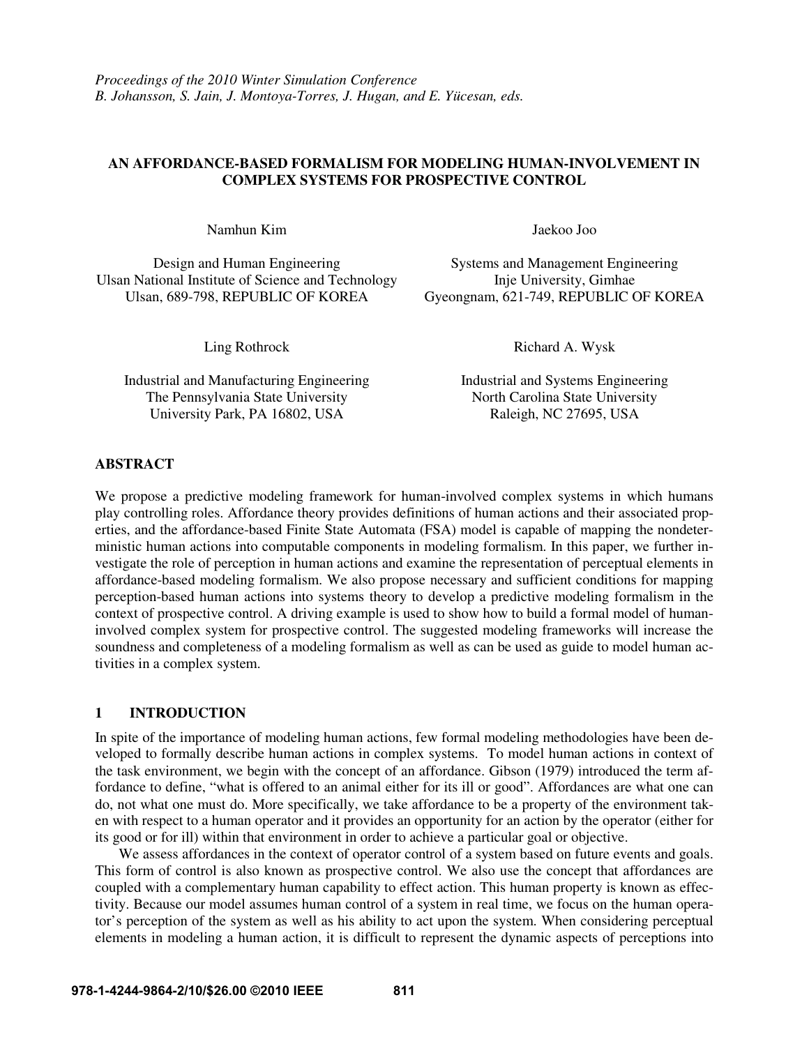*Proceedings of the 2010 Winter Simulation Conference*
*B. Johansson, S. Jain, J. Montoya-Torres, J. Hugan, and E. Yücesan, eds.*

# AN AFFORDANCE-BASED FORMALISM FOR MODELING HUMAN-INVOLVEMENT IN COMPLEX SYSTEMS FOR PROSPECTIVE CONTROL

Namhun Kim

Design and Human Engineering
Ulsan National Institute of Science and Technology
Ulsan, 689-798, REPUBLIC OF KOREA

Jaekoo Joo

Systems and Management Engineering
Inje University, Gimhae
Gyeongnam, 621-749, REPUBLIC OF KOREA

Ling Rothrock

Industrial and Manufacturing Engineering
The Pennsylvania State University
University Park, PA 16802, USA

Richard A. Wysk

Industrial and Systems Engineering
North Carolina State University
Raleigh, NC 27695, USA

## ABSTRACT

We propose a predictive modeling framework for human-involved complex systems in which humans play controlling roles. Affordance theory provides definitions of human actions and their associated properties, and the affordance-based Finite State Automata (FSA) model is capable of mapping the nondeterministic human actions into computable components in modeling formalism. In this paper, we further investigate the role of perception in human actions and examine the representation of perceptual elements in affordance-based modeling formalism. We also propose necessary and sufficient conditions for mapping perception-based human actions into systems theory to develop a predictive modeling formalism in the context of prospective control. A driving example is used to show how to build a formal model of human-involved complex system for prospective control. The suggested modeling frameworks will increase the soundness and completeness of a modeling formalism as well as can be used as guide to model human activities in a complex system.

## 1 INTRODUCTION

In spite of the importance of modeling human actions, few formal modeling methodologies have been developed to formally describe human actions in complex systems. To model human actions in context of the task environment, we begin with the concept of an affordance. Gibson (1979) introduced the term affordance to define, "what is offered to an animal either for its ill or good". Affordances are what one can do, not what one must do. More specifically, we take affordance to be a property of the environment taken with respect to a human operator and it provides an opportunity for an action by the operator (either for its good or for ill) within that environment in order to achieve a particular goal or objective.

We assess affordances in the context of operator control of a system based on future events and goals. This form of control is also known as prospective control. We also use the concept that affordances are coupled with a complementary human capability to effect action. This human property is known as effectivity. Because our model assumes human control of a system in real time, we focus on the human operator's perception of the system as well as his ability to act upon the system. When considering perceptual elements in modeling a human action, it is difficult to represent the dynamic aspects of perceptions into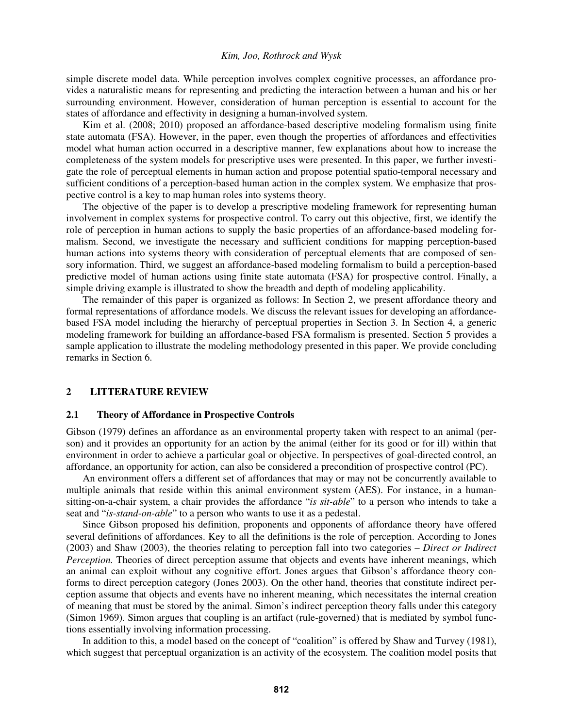simple discrete model data. While perception involves complex cognitive processes, an affordance provides a naturalistic means for representing and predicting the interaction between a human and his or her surrounding environment. However, consideration of human perception is essential to account for the states of affordance and effectivity in designing a human-involved system.

Kim et al. (2008; 2010) proposed an affordance-based descriptive modeling formalism using finite state automata (FSA). However, in the paper, even though the properties of affordances and effectivities model what human action occurred in a descriptive manner, few explanations about how to increase the completeness of the system models for prescriptive uses were presented. In this paper, we further investigate the role of perceptual elements in human action and propose potential spatio-temporal necessary and sufficient conditions of a perception-based human action in the complex system. We emphasize that prospective control is a key to map human roles into systems theory.

The objective of the paper is to develop a prescriptive modeling framework for representing human involvement in complex systems for prospective control. To carry out this objective, first, we identify the role of perception in human actions to supply the basic properties of an affordance-based modeling formalism. Second, we investigate the necessary and sufficient conditions for mapping perception-based human actions into systems theory with consideration of perceptual elements that are composed of sensory information. Third, we suggest an affordance-based modeling formalism to build a perception-based predictive model of human actions using finite state automata (FSA) for prospective control. Finally, a simple driving example is illustrated to show the breadth and depth of modeling applicability.

The remainder of this paper is organized as follows: In Section 2, we present affordance theory and formal representations of affordance models. We discuss the relevant issues for developing an affordance-based FSA model including the hierarchy of perceptual properties in Section 3. In Section 4, a generic modeling framework for building an affordance-based FSA formalism is presented. Section 5 provides a sample application to illustrate the modeling methodology presented in this paper. We provide concluding remarks in Section 6.

## 2 LITTERATURE REVIEW

### 2.1 Theory of Affordance in Prospective Controls

Gibson (1979) defines an affordance as an environmental property taken with respect to an animal (person) and it provides an opportunity for an action by the animal (either for its good or for ill) within that environment in order to achieve a particular goal or objective. In perspectives of goal-directed control, an affordance, an opportunity for action, can also be considered a precondition of prospective control (PC).

An environment offers a different set of affordances that may or may not be concurrently available to multiple animals that reside within this animal environment system (AES). For instance, in a human-sitting-on-a-chair system, a chair provides the affordance "*is sit-able*" to a person who intends to take a seat and "*is-stand-on-able*" to a person who wants to use it as a pedestal.

Since Gibson proposed his definition, proponents and opponents of affordance theory have offered several definitions of affordances. Key to all the definitions is the role of perception. According to Jones (2003) and Shaw (2003), the theories relating to perception fall into two categories – *Direct or Indirect Perception.* Theories of direct perception assume that objects and events have inherent meanings, which an animal can exploit without any cognitive effort. Jones argues that Gibson's affordance theory conforms to direct perception category (Jones 2003). On the other hand, theories that constitute indirect perception assume that objects and events have no inherent meaning, which necessitates the internal creation of meaning that must be stored by the animal. Simon's indirect perception theory falls under this category (Simon 1969). Simon argues that coupling is an artifact (rule-governed) that is mediated by symbol functions essentially involving information processing.

In addition to this, a model based on the concept of "coalition" is offered by Shaw and Turvey (1981), which suggest that perceptual organization is an activity of the ecosystem. The coalition model posits that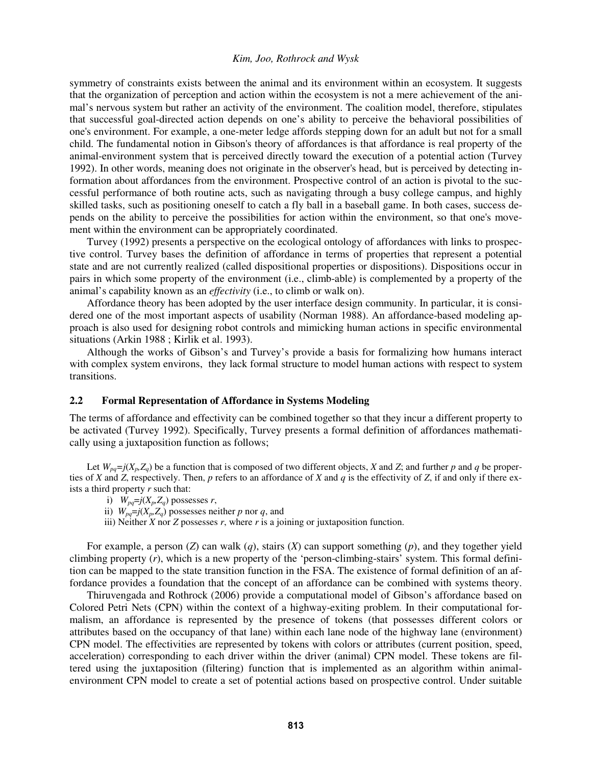symmetry of constraints exists between the animal and its environment within an ecosystem. It suggests that the organization of perception and action within the ecosystem is not a mere achievement of the animal's nervous system but rather an activity of the environment. The coalition model, therefore, stipulates that successful goal-directed action depends on one's ability to perceive the behavioral possibilities of one's environment. For example, a one-meter ledge affords stepping down for an adult but not for a small child. The fundamental notion in Gibson's theory of affordances is that affordance is real property of the animal-environment system that is perceived directly toward the execution of a potential action (Turvey 1992). In other words, meaning does not originate in the observer's head, but is perceived by detecting information about affordances from the environment. Prospective control of an action is pivotal to the successful performance of both routine acts, such as navigating through a busy college campus, and highly skilled tasks, such as positioning oneself to catch a fly ball in a baseball game. In both cases, success depends on the ability to perceive the possibilities for action within the environment, so that one's movement within the environment can be appropriately coordinated.

Turvey (1992) presents a perspective on the ecological ontology of affordances with links to prospective control. Turvey bases the definition of affordance in terms of properties that represent a potential state and are not currently realized (called dispositional properties or dispositions). Dispositions occur in pairs in which some property of the environment (i.e., climb-able) is complemented by a property of the animal's capability known as an *effectivity* (i.e., to climb or walk on).

Affordance theory has been adopted by the user interface design community. In particular, it is considered one of the most important aspects of usability (Norman 1988). An affordance-based modeling approach is also used for designing robot controls and mimicking human actions in specific environmental situations (Arkin 1988 ; Kirlik et al. 1993).

Although the works of Gibson's and Turvey's provide a basis for formalizing how humans interact with complex system environs, they lack formal structure to model human actions with respect to system transitions.

## 2.2 Formal Representation of Affordance in Systems Modeling

The terms of affordance and effectivity can be combined together so that they incur a different property to be activated (Turvey 1992). Specifically, Turvey presents a formal definition of affordances mathematically using a juxtaposition function as follows;

Let $W_{pq}=j(X_p,Z_q)$ be a function that is composed of two different objects, $X$ and $Z$; and further $p$ and $q$ be properties of $X$ and $Z$, respectively. Then, $p$ refers to an affordance of $X$ and $q$ is the effectivity of $Z$, if and only if there exists a third property $r$ such that:

i) $W_{pq}=j(X_p,Z_q)$ possesses $r$,
ii) $W_{pq}=j(X_p,Z_q)$ possesses neither $p$ nor $q$, and
iii) Neither $X$ nor $Z$ possesses $r$, where $r$ is a joining or juxtaposition function.

For example, a person ($Z$) can walk ($q$), stairs ($X$) can support something ($p$), and they together yield climbing property ($r$), which is a new property of the 'person-climbing-stairs' system. This formal definition can be mapped to the state transition function in the FSA. The existence of formal definition of an affordance provides a foundation that the concept of an affordance can be combined with systems theory.

Thiruvengada and Rothrock (2006) provide a computational model of Gibson's affordance based on Colored Petri Nets (CPN) within the context of a highway-exiting problem. In their computational formalism, an affordance is represented by the presence of tokens (that possesses different colors or attributes based on the occupancy of that lane) within each lane node of the highway lane (environment) CPN model. The effectivities are represented by tokens with colors or attributes (current position, speed, acceleration) corresponding to each driver within the driver (animal) CPN model. These tokens are filtered using the juxtaposition (filtering) function that is implemented as an algorithm within animal-environment CPN model to create a set of potential actions based on prospective control. Under suitable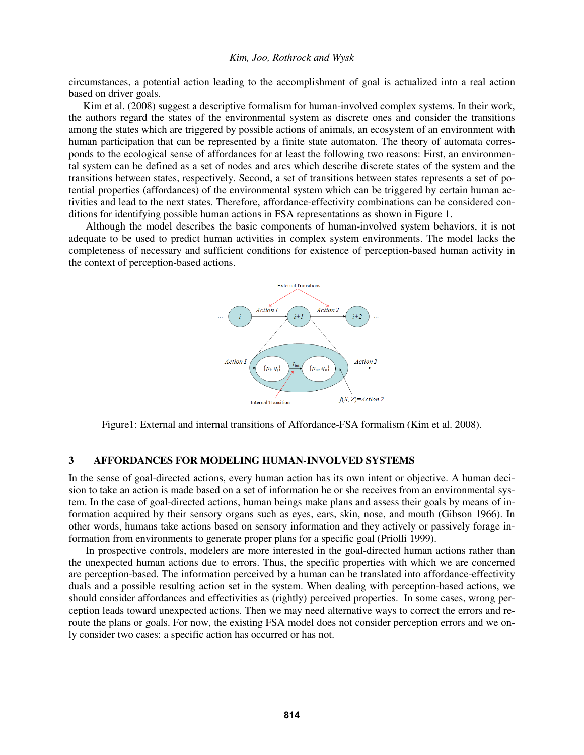circumstances, a potential action leading to the accomplishment of goal is actualized into a real action based on driver goals.

Kim et al. (2008) suggest a descriptive formalism for human-involved complex systems. In their work, the authors regard the states of the environmental system as discrete ones and consider the transitions among the states which are triggered by possible actions of animals, an ecosystem of an environment with human participation that can be represented by a finite state automaton. The theory of automata corresponds to the ecological sense of affordances for at least the following two reasons: First, an environmental system can be defined as a set of nodes and arcs which describe discrete states of the system and the transitions between states, respectively. Second, a set of transitions between states represents a set of potential properties (affordances) of the environmental system which can be triggered by certain human activities and lead to the next states. Therefore, affordance-effectivity combinations can be considered conditions for identifying possible human actions in FSA representations as shown in Figure 1.

Although the model describes the basic components of human-involved system behaviors, it is not adequate to be used to predict human activities in complex system environments. The model lacks the completeness of necessary and sufficient conditions for existence of perception-based human activity in the context of perception-based actions.

External Transitions

... $i$ Action 1 $i+1$ Action 2 $i+2$ ...

Action 1 $\{p_i, q_j\}$ $t_{int}$ $\{p_m, q_n\}$ Action 2

Internal Transition

$f(X, Z)$=Action 2

Figure1: External and internal transitions of Affordance-FSA formalism (Kim et al. 2008).

## 3 AFFORDANCES FOR MODELING HUMAN-INVOLVED SYSTEMS

In the sense of goal-directed actions, every human action has its own intent or objective. A human decision to take an action is made based on a set of information he or she receives from an environmental system. In the case of goal-directed actions, human beings make plans and assess their goals by means of information acquired by their sensory organs such as eyes, ears, skin, nose, and mouth (Gibson 1966). In other words, humans take actions based on sensory information and they actively or passively forage information from environments to generate proper plans for a specific goal (Priolli 1999).

In prospective controls, modelers are more interested in the goal-directed human actions rather than the unexpected human actions due to errors. Thus, the specific properties with which we are concerned are perception-based. The information perceived by a human can be translated into affordance-effectivity duals and a possible resulting action set in the system. When dealing with perception-based actions, we should consider affordances and effectivities as (rightly) perceived properties. In some cases, wrong perception leads toward unexpected actions. Then we may need alternative ways to correct the errors and reroute the plans or goals. For now, the existing FSA model does not consider perception errors and we only consider two cases: a specific action has occurred or has not.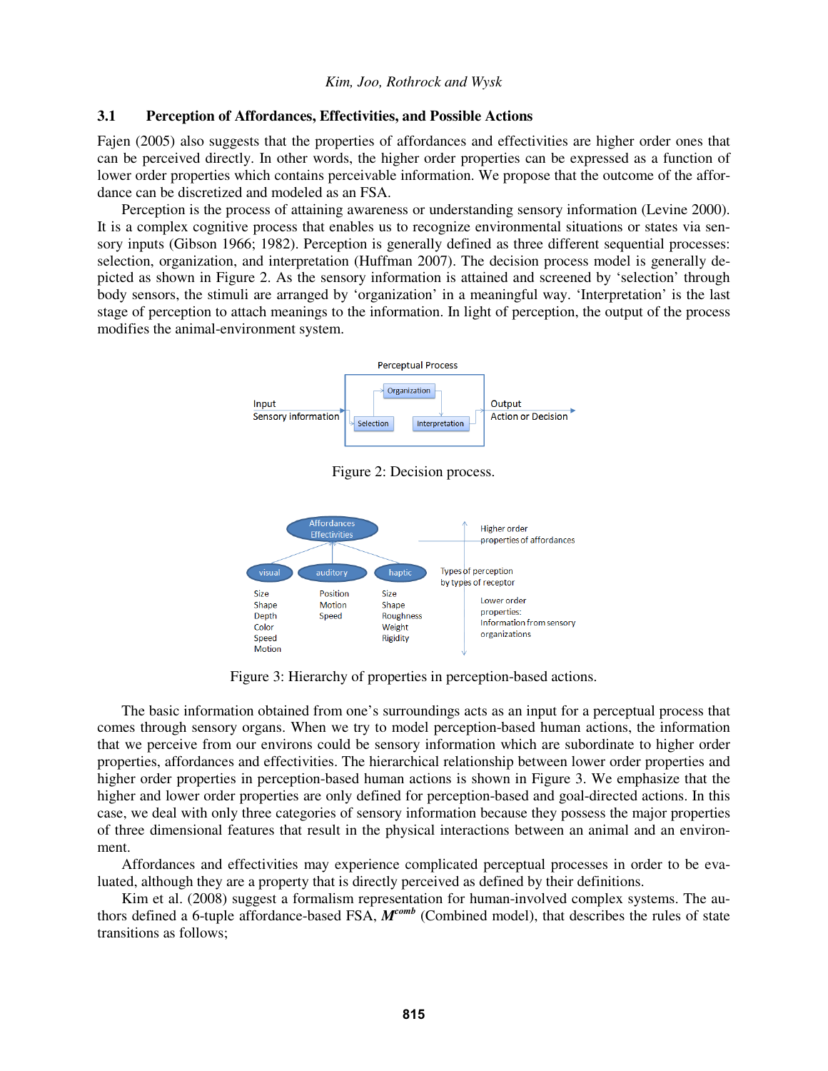### 3.1 Perception of Affordances, Effectivities, and Possible Actions

Fajen (2005) also suggests that the properties of affordances and effectivities are higher order ones that can be perceived directly. In other words, the higher order properties can be expressed as a function of lower order properties which contains perceivable information. We propose that the outcome of the affordance can be discretized and modeled as an FSA.

Perception is the process of attaining awareness or understanding sensory information (Levine 2000). It is a complex cognitive process that enables us to recognize environmental situations or states via sensory inputs (Gibson 1966; 1982). Perception is generally defined as three different sequential processes: selection, organization, and interpretation (Huffman 2007). The decision process model is generally depicted as shown in Figure 2. As the sensory information is attained and screened by 'selection' through body sensors, the stimuli are arranged by 'organization' in a meaningful way. 'Interpretation' is the last stage of perception to attach meanings to the information. In light of perception, the output of the process modifies the animal-environment system.

Figure 2: Decision process.

Figure 3: Hierarchy of properties in perception-based actions.

The basic information obtained from one's surroundings acts as an input for a perceptual process that comes through sensory organs. When we try to model perception-based human actions, the information that we perceive from our environs could be sensory information which are subordinate to higher order properties, affordances and effectivities. The hierarchical relationship between lower order properties and higher order properties in perception-based human actions is shown in Figure 3. We emphasize that the higher and lower order properties are only defined for perception-based and goal-directed actions. In this case, we deal with only three categories of sensory information because they possess the major properties of three dimensional features that result in the physical interactions between an animal and an environment.

Affordances and effectivities may experience complicated perceptual processes in order to be evaluated, although they are a property that is directly perceived as defined by their definitions.

Kim et al. (2008) suggest a formalism representation for human-involved complex systems. The authors defined a 6-tuple affordance-based FSA, $\boldsymbol{M}^{comb}$ (Combined model), that describes the rules of state transitions as follows;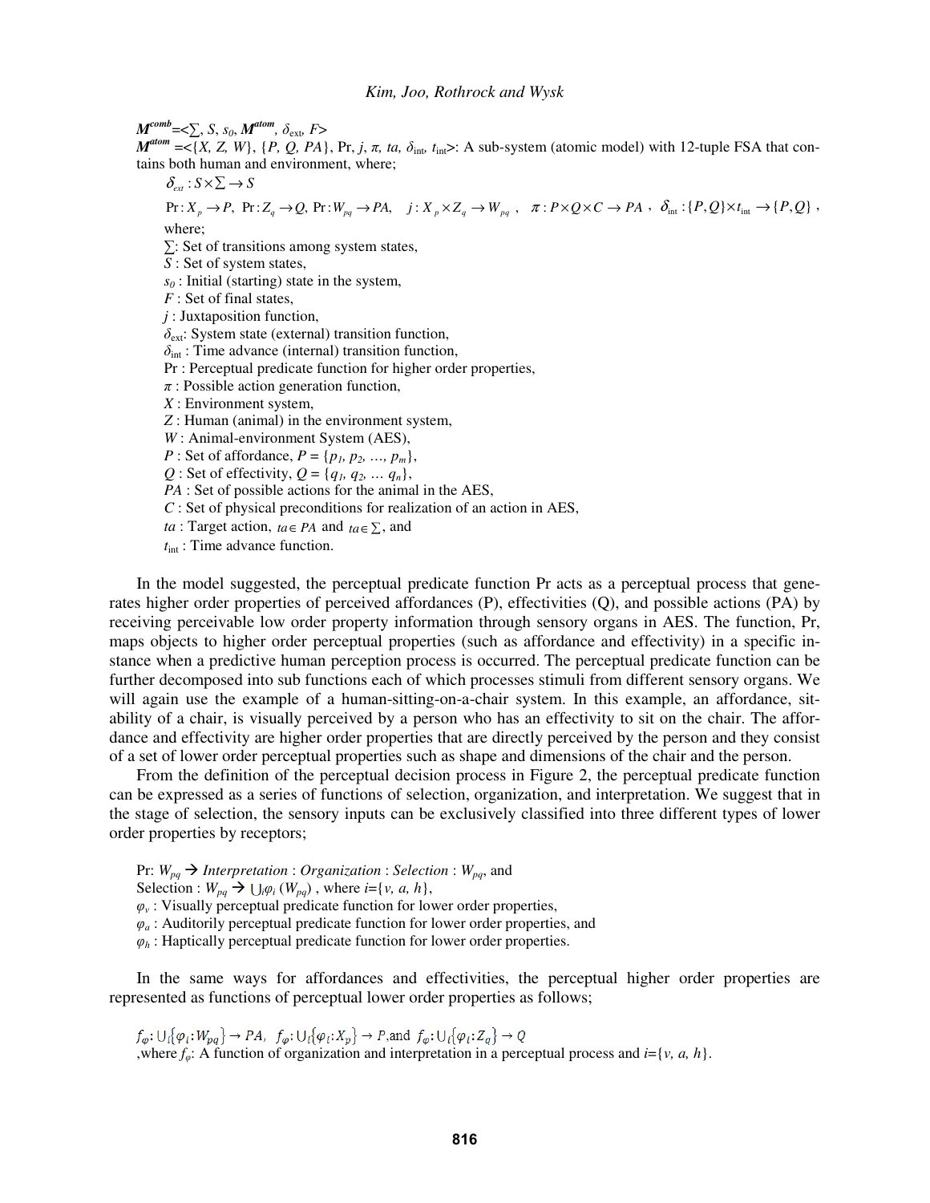$\boldsymbol{M^{comb}}$=<$\sum$, $S$, $s_0$, $\boldsymbol{M^{atom}}$, $\delta_{\text{ext}}$, $F$>

$\boldsymbol{M^{atom}}$ =<{$X$, $Z$, $W$}, {$P$, $Q$, $PA$}, Pr, $j$, $\pi$, $ta$, $\delta_{\text{int}}$, $t_{\text{int}}$>: A sub-system (atomic model) with 12-tuple FSA that contains both human and environment, where;

$\delta_{ext} : S \times \sum \rightarrow S$

$\text{Pr}: X_p \rightarrow P,\ \text{Pr}: Z_q \rightarrow Q,\ \text{Pr}: W_{pq} \rightarrow PA,\quad j: X_p \times Z_q \rightarrow W_{pq}\ ,\quad \pi: P \times Q \times C \rightarrow PA\ ,\ \ \delta_{\text{int}}: \{P, Q\} \times t_{\text{int}} \rightarrow \{P, Q\}\ ,$

where;

$\sum$: Set of transitions among system states,
$S$ : Set of system states,
$s_0$ : Initial (starting) state in the system,
$F$ : Set of final states,
$j$ : Juxtaposition function,
$\delta_{\text{ext}}$: System state (external) transition function,
$\delta_{\text{int}}$ : Time advance (internal) transition function,
Pr : Perceptual predicate function for higher order properties,
$\pi$ : Possible action generation function,
$X$ : Environment system,
$Z$ : Human (animal) in the environment system,
$W$ : Animal-environment System (AES),
$P$ : Set of affordance, $P = \{p_1, p_2, \ldots, p_m\}$,
$Q$ : Set of effectivity, $Q = \{q_1, q_2, \ldots q_n\}$,
$PA$ : Set of possible actions for the animal in the AES,
$C$ : Set of physical preconditions for realization of an action in AES,
$ta$ : Target action, $ta \in PA$ and $ta \in \sum$, and
$t_{\text{int}}$ : Time advance function.

In the model suggested, the perceptual predicate function Pr acts as a perceptual process that generates higher order properties of perceived affordances (P), effectivities (Q), and possible actions (PA) by receiving perceivable low order property information through sensory organs in AES. The function, Pr, maps objects to higher order perceptual properties (such as affordance and effectivity) in a specific instance when a predictive human perception process is occurred. The perceptual predicate function can be further decomposed into sub functions each of which processes stimuli from different sensory organs. We will again use the example of a human-sitting-on-a-chair system. In this example, an affordance, sitability of a chair, is visually perceived by a person who has an effectivity to sit on the chair. The affordance and effectivity are higher order properties that are directly perceived by the person and they consist of a set of lower order perceptual properties such as shape and dimensions of the chair and the person.

From the definition of the perceptual decision process in Figure 2, the perceptual predicate function can be expressed as a series of functions of selection, organization, and interpretation. We suggest that in the stage of selection, the sensory inputs can be exclusively classified into three different types of lower order properties by receptors;

Pr: $W_{pq}$ → *Interpretation* : *Organization* : *Selection* : $W_{pq}$, and
Selection : $W_{pq}$ → $\bigcup_i \varphi_i\,(W_{pq})$ , where $i$={$v$, $a$, $h$},
$\varphi_v$ : Visually perceptual predicate function for lower order properties,
$\varphi_a$ : Auditorily perceptual predicate function for lower order properties, and
$\varphi_h$ : Haptically perceptual predicate function for lower order properties.

In the same ways for affordances and effectivities, the perceptual higher order properties are represented as functions of perceptual lower order properties as follows;

$f_\varphi : \bigcup_i\{\varphi_i : W_{pq}\} \rightarrow PA,\ \ f_\varphi : \bigcup_i\{\varphi_i : X_p\} \rightarrow P,$ and $\ f_\varphi : \bigcup_i\{\varphi_i : Z_q\} \rightarrow Q$

,where $f_\varphi$: A function of organization and interpretation in a perceptual process and $i$={$v$, $a$, $h$}.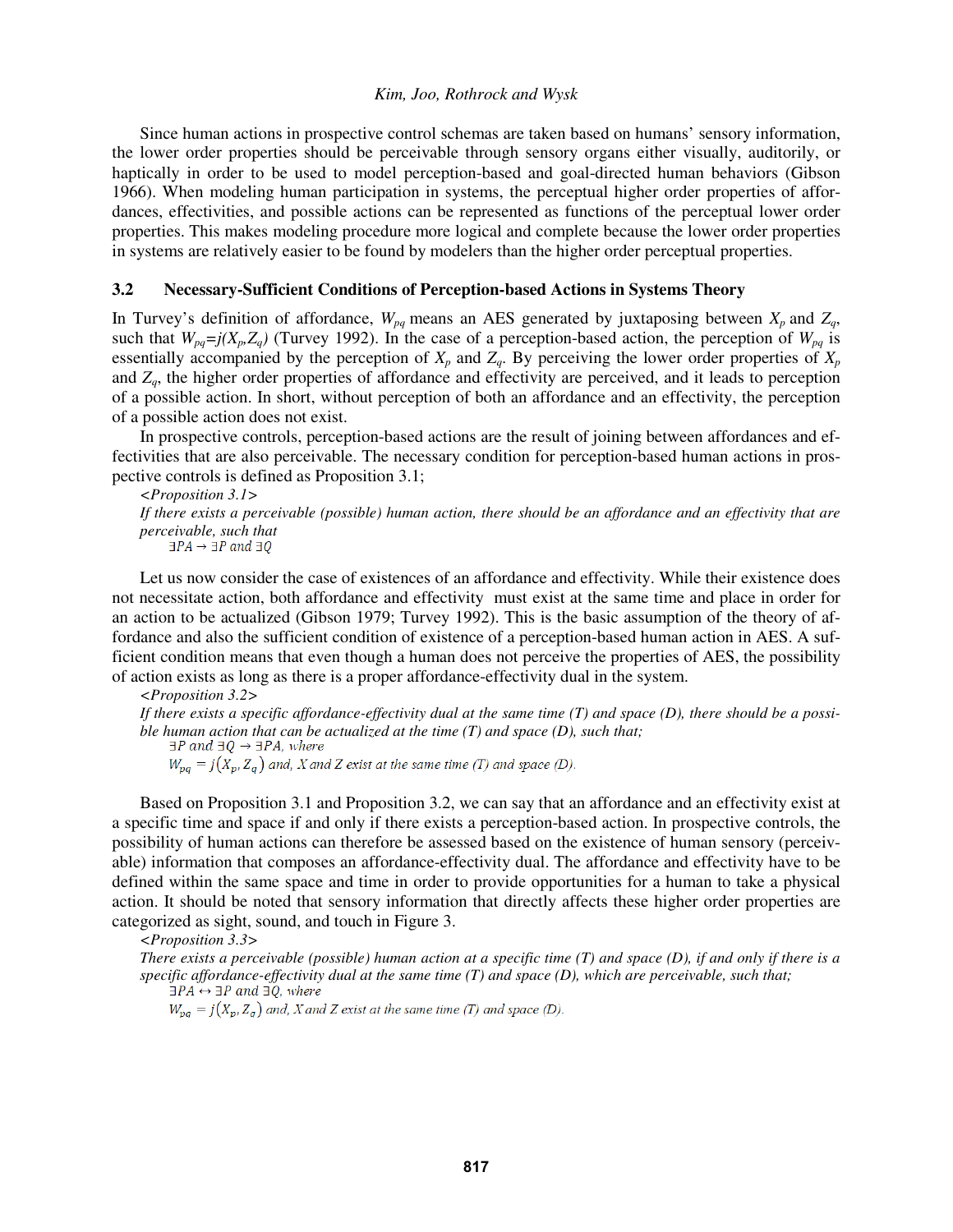Since human actions in prospective control schemas are taken based on humans' sensory information, the lower order properties should be perceivable through sensory organs either visually, auditorily, or haptically in order to be used to model perception-based and goal-directed human behaviors (Gibson 1966). When modeling human participation in systems, the perceptual higher order properties of affordances, effectivities, and possible actions can be represented as functions of the perceptual lower order properties. This makes modeling procedure more logical and complete because the lower order properties in systems are relatively easier to be found by modelers than the higher order perceptual properties.

### 3.2 Necessary-Sufficient Conditions of Perception-based Actions in Systems Theory

In Turvey's definition of affordance, $W_{pq}$ means an AES generated by juxtaposing between $X_p$ and $Z_q$, such that $W_{pq}=j(X_p,Z_q)$ (Turvey 1992). In the case of a perception-based action, the perception of $W_{pq}$ is essentially accompanied by the perception of $X_p$ and $Z_q$. By perceiving the lower order properties of $X_p$ and $Z_q$, the higher order properties of affordance and effectivity are perceived, and it leads to perception of a possible action. In short, without perception of both an affordance and an effectivity, the perception of a possible action does not exist.

In prospective controls, perception-based actions are the result of joining between affordances and effectivities that are also perceivable. The necessary condition for perception-based human actions in prospective controls is defined as Proposition 3.1;

*<Proposition 3.1>*

*If there exists a perceivable (possible) human action, there should be an affordance and an effectivity that are perceivable, such that*

$$\exists PA \rightarrow \exists P \text{ and } \exists Q$$

Let us now consider the case of existences of an affordance and effectivity. While their existence does not necessitate action, both affordance and effectivity must exist at the same time and place in order for an action to be actualized (Gibson 1979; Turvey 1992). This is the basic assumption of the theory of affordance and also the sufficient condition of existence of a perception-based human action in AES. A sufficient condition means that even though a human does not perceive the properties of AES, the possibility of action exists as long as there is a proper affordance-effectivity dual in the system.

*<Proposition 3.2>*

*If there exists a specific affordance-effectivity dual at the same time (T) and space (D), there should be a possible human action that can be actualized at the time (T) and space (D), such that;*

$$\exists P \text{ and } \exists Q \rightarrow \exists PA, \text{ where}$$

$$W_{pq} = j(X_p, Z_q) \text{ and, } X \text{ and } Z \text{ exist at the same time (T) and space (D).}$$

Based on Proposition 3.1 and Proposition 3.2, we can say that an affordance and an effectivity exist at a specific time and space if and only if there exists a perception-based action. In prospective controls, the possibility of human actions can therefore be assessed based on the existence of human sensory (perceivable) information that composes an affordance-effectivity dual. The affordance and effectivity have to be defined within the same space and time in order to provide opportunities for a human to take a physical action. It should be noted that sensory information that directly affects these higher order properties are categorized as sight, sound, and touch in Figure 3.

*<Proposition 3.3>*

*There exists a perceivable (possible) human action at a specific time (T) and space (D), if and only if there is a specific affordance-effectivity dual at the same time (T) and space (D), which are perceivable, such that;*

$$\exists PA \leftrightarrow \exists P \text{ and } \exists Q, \text{ where}$$

$$W_{pq} = j(X_p, Z_q) \text{ and, } X \text{ and } Z \text{ exist at the same time (T) and space (D).}$$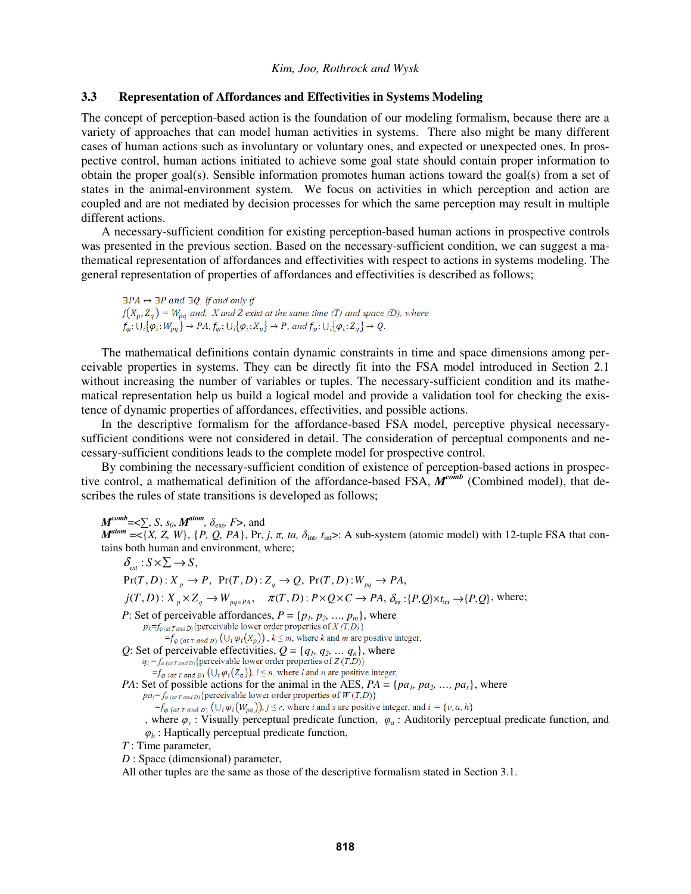### 3.3 Representation of Affordances and Effectivities in Systems Modeling

The concept of perception-based action is the foundation of our modeling formalism, because there are a variety of approaches that can model human activities in systems. There also might be many different cases of human actions such as involuntary or voluntary ones, and expected or unexpected ones. In prospective control, human actions initiated to achieve some goal state should contain proper information to obtain the proper goal(s). Sensible information promotes human actions toward the goal(s) from a set of states in the animal-environment system. We focus on activities in which perception and action are coupled and are not mediated by decision processes for which the same perception may result in multiple different actions.

A necessary-sufficient condition for existing perception-based human actions in prospective controls was presented in the previous section. Based on the necessary-sufficient condition, we can suggest a mathematical representation of affordances and effectivities with respect to actions in systems modeling. The general representation of properties of affordances and effectivities is described as follows;

$$\exists PA \leftrightarrow \exists P \text{ and } \exists Q, \text{ if and only if}$$
$$j(X_p, Z_q) = W_{pq} \text{ and, } X \text{ and } Z \text{ exist at the same time } (T) \text{ and space } (D), \text{ where}$$
$$f_\varphi : \cup_i\{\varphi_i : W_{pq}\} \to PA,\ f_\varphi : \cup_i\{\varphi_i : X_p\} \to P, \text{ and } f_\varphi : \cup_i\{\varphi_i : Z_q\} \to Q.$$

The mathematical definitions contain dynamic constraints in time and space dimensions among perceivable properties in systems. They can be directly fit into the FSA model introduced in Section 2.1 without increasing the number of variables or tuples. The necessary-sufficient condition and its mathematical representation help us build a logical model and provide a validation tool for checking the existence of dynamic properties of affordances, effectivities, and possible actions.

In the descriptive formalism for the affordance-based FSA model, perceptive physical necessary-sufficient conditions were not considered in detail. The consideration of perceptual components and necessary-sufficient conditions leads to the complete model for prospective control.

By combining the necessary-sufficient condition of existence of perception-based actions in prospective control, a mathematical definition of the affordance-based FSA, $M^{comb}$ (Combined model), that describes the rules of state transitions is developed as follows;

$M^{comb} = \langle \Sigma, S, s_0, M^{atom}, \delta_{ext}, F \rangle$, and

$M^{atom} = \langle \{X, Z, W\}, \{P, Q, PA\}, \Pr, j, \pi, ta, \delta_{int}, t_{int} \rangle$: A sub-system (atomic model) with 12-tuple FSA that contains both human and environment, where;

$$\delta_{ext} : S \times \Sigma \to S,$$

$$\Pr(T,D) : X_p \to P,\ \ \Pr(T,D) : Z_q \to Q,\ \ \Pr(T,D) : W_{pq} \to PA,$$

$$j(T,D) : X_p \times Z_q \to W_{pq=PA},\quad \pi(T,D) : P \times Q \times C \to PA,\ \delta_{int} : \{P,Q\} \times t_{int} \to \{P,Q\}, \text{ where;}$$

*P*: Set of perceivable affordances, $P = \{p_1, p_2, \ldots, p_m\}$, where

$p_k = f_{\varphi\,(at\ T\ and\ D)}$ {perceivable lower order properties of $X\ (T,D)$}

$= f_{\varphi\,(at\ T\ and\ D)}\left(\cup_i \varphi_i(X_p)\right)$, $k \le m$, where $k$ and $m$ are positive integer,

*Q*: Set of perceivable effectivities, $Q = \{q_1, q_2, \ldots q_n\}$, where

$q_l = f_{\varphi\,(at\ T\ and\ D)}$ {perceivable lower order properties of $Z\ (T,D)$}

$= f_{\varphi\,(at\ T\ and\ D)}\left(\cup_i \varphi_i(Z_q)\right)$, $l \le n$, where $l$ and $n$ are positive integer,

*PA*: Set of possible actions for the animal in the AES, $PA = \{pa_1, pa_2, \ldots, pa_s\}$, where

$pa_j = f_{\varphi\,(at\ T\ and\ D)}$ {perceivable lower order properties of $W\ (T,D)$}

$= f_{\varphi\,(at\ T\ and\ D)}\left(\cup_i \varphi_i(W_{pq})\right)$, $j \le r$, where $i$ and $s$ are positive integer, and $i = \{v, a, h\}$

, where $\varphi_v$ : Visually perceptual predicate function, $\varphi_a$ : Auditorily perceptual predicate function, and $\varphi_h$ : Haptically perceptual predicate function,

*T* : Time parameter,

*D* : Space (dimensional) parameter,

All other tuples are the same as those of the descriptive formalism stated in Section 3.1.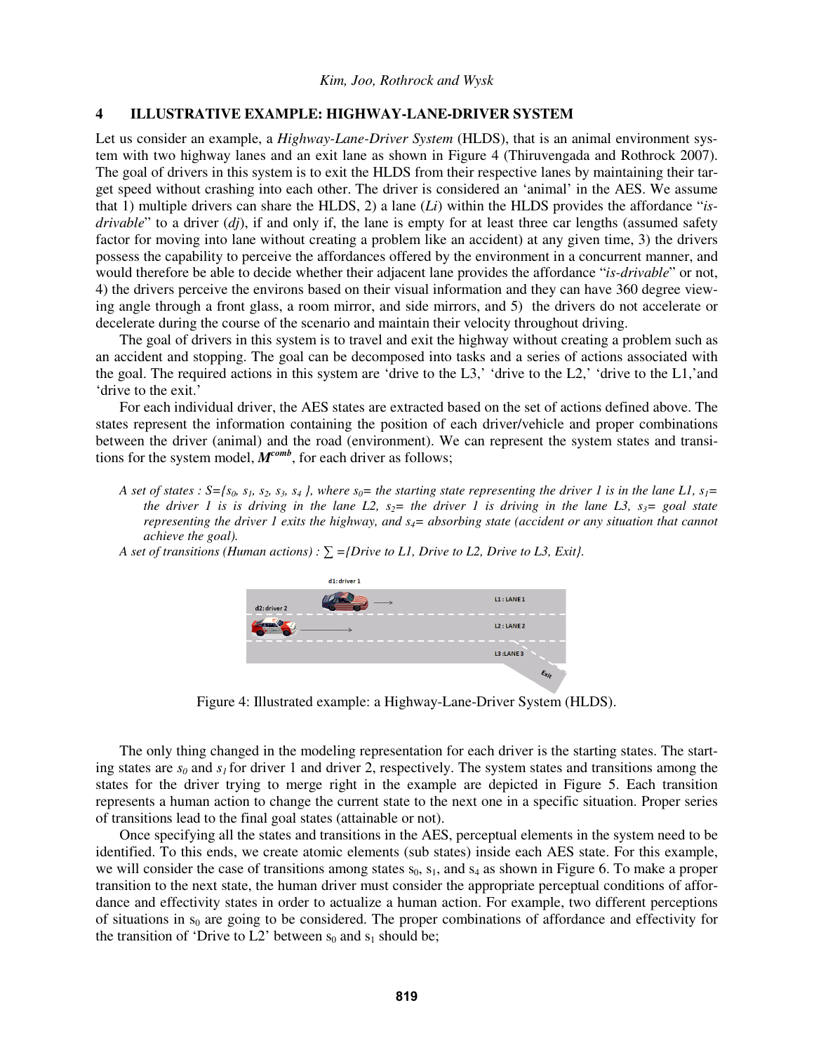## 4 ILLUSTRATIVE EXAMPLE: HIGHWAY-LANE-DRIVER SYSTEM

Let us consider an example, a *Highway-Lane-Driver System* (HLDS), that is an animal environment system with two highway lanes and an exit lane as shown in Figure 4 (Thiruvengada and Rothrock 2007). The goal of drivers in this system is to exit the HLDS from their respective lanes by maintaining their target speed without crashing into each other. The driver is considered an 'animal' in the AES. We assume that 1) multiple drivers can share the HLDS, 2) a lane (*Li*) within the HLDS provides the affordance "*is-drivable*" to a driver (*dj*), if and only if, the lane is empty for at least three car lengths (assumed safety factor for moving into lane without creating a problem like an accident) at any given time, 3) the drivers possess the capability to perceive the affordances offered by the environment in a concurrent manner, and would therefore be able to decide whether their adjacent lane provides the affordance "*is-drivable*" or not, 4) the drivers perceive the environs based on their visual information and they can have 360 degree viewing angle through a front glass, a room mirror, and side mirrors, and 5) the drivers do not accelerate or decelerate during the course of the scenario and maintain their velocity throughout driving.

The goal of drivers in this system is to travel and exit the highway without creating a problem such as an accident and stopping. The goal can be decomposed into tasks and a series of actions associated with the goal. The required actions in this system are 'drive to the L3,' 'drive to the L2,' 'drive to the L1,'and 'drive to the exit.'

For each individual driver, the AES states are extracted based on the set of actions defined above. The states represent the information containing the position of each driver/vehicle and proper combinations between the driver (animal) and the road (environment). We can represent the system states and transitions for the system model, $\boldsymbol{M}^{comb}$, for each driver as follows;

*A set of states : $S=\{s_0, s_1, s_2, s_3, s_4\}$, where $s_0$= the starting state representing the driver 1 is in the lane L1, $s_1$= the driver 1 is is driving in the lane L2, $s_2$= the driver 1 is driving in the lane L3, $s_3$= goal state representing the driver 1 exits the highway, and $s_4$= absorbing state (accident or any situation that cannot achieve the goal).*

*A set of transitions (Human actions) : $\sum$ =\{Drive to L1, Drive to L2, Drive to L3, Exit\}.*

Figure 4: Illustrated example: a Highway-Lane-Driver System (HLDS).

The only thing changed in the modeling representation for each driver is the starting states. The starting states are $s_0$ and $s_1$ for driver 1 and driver 2, respectively. The system states and transitions among the states for the driver trying to merge right in the example are depicted in Figure 5. Each transition represents a human action to change the current state to the next one in a specific situation. Proper series of transitions lead to the final goal states (attainable or not).

Once specifying all the states and transitions in the AES, perceptual elements in the system need to be identified. To this ends, we create atomic elements (sub states) inside each AES state. For this example, we will consider the case of transitions among states $s_0$, $s_1$, and $s_4$ as shown in Figure 6. To make a proper transition to the next state, the human driver must consider the appropriate perceptual conditions of affordance and effectivity states in order to actualize a human action. For example, two different perceptions of situations in $s_0$ are going to be considered. The proper combinations of affordance and effectivity for the transition of 'Drive to L2' between $s_0$ and $s_1$ should be;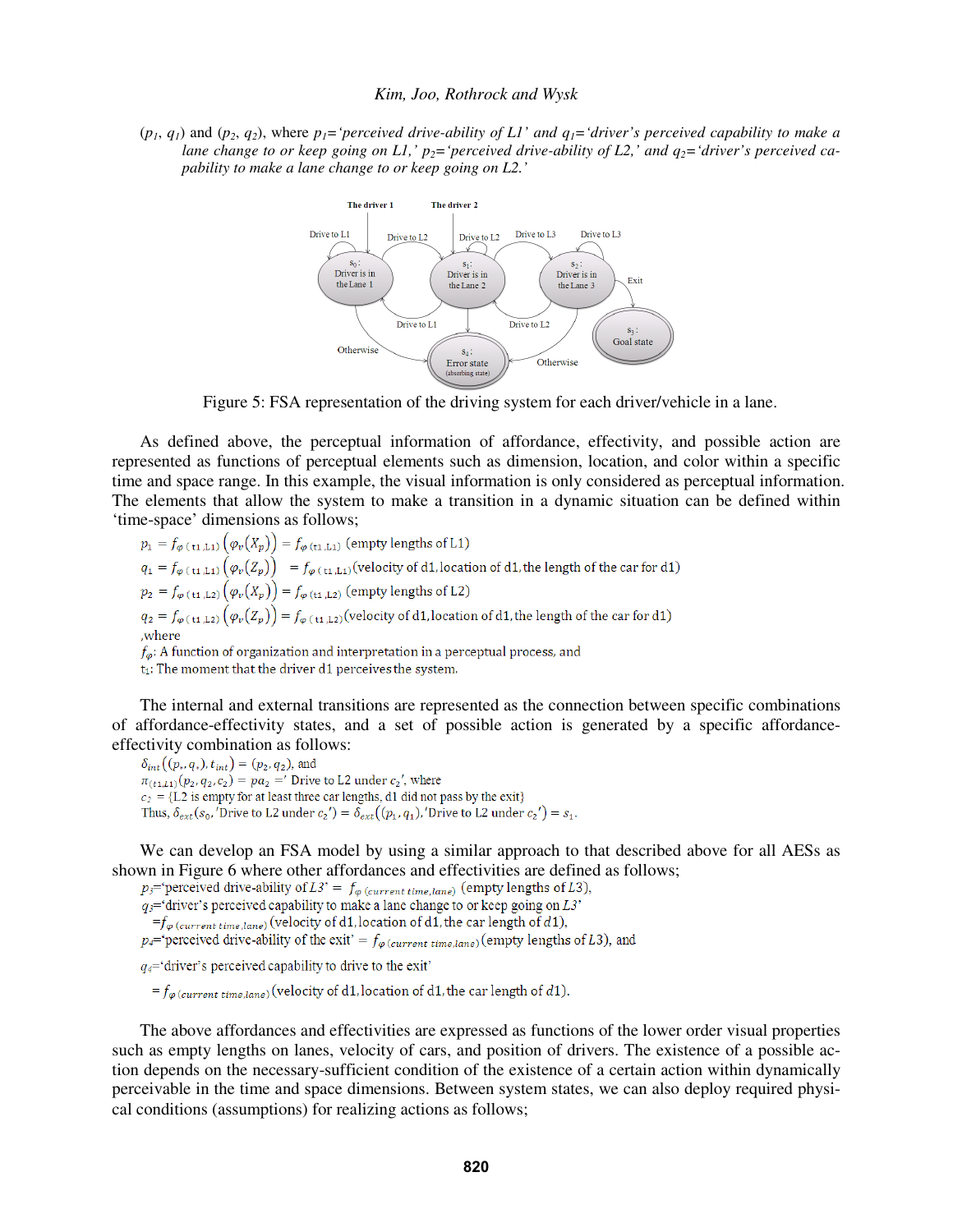($p_1$, $q_1$) and ($p_2$, $q_2$), where $p_1$=*'perceived drive-ability of L1'* and $q_1$=*'driver's perceived capability to make a lane change to or keep going on L1,'* $p_2$=*'perceived drive-ability of L2,'* and $q_2$=*'driver's perceived capability to make a lane change to or keep going on L2.'*

Figure 5: FSA representation of the driving system for each driver/vehicle in a lane.

As defined above, the perceptual information of affordance, effectivity, and possible action are represented as functions of perceptual elements such as dimension, location, and color within a specific time and space range. In this example, the visual information is only considered as perceptual information. The elements that allow the system to make a transition in a dynamic situation can be defined within 'time-space' dimensions as follows;

$$p_1 = f_{\varphi\,(t1,L1)}\left(\varphi_v(X_p)\right) = f_{\varphi\,(t1,L1)}\,(\text{empty lengths of L1})$$

$$q_1 = f_{\varphi\,(t1,L1)}\left(\varphi_v(Z_p)\right) = f_{\varphi\,(t1,L1)}(\text{velocity of d1, location of d1, the length of the car for d1})$$

$$p_2 = f_{\varphi\,(t1,L2)}\left(\varphi_v(X_p)\right) = f_{\varphi\,(t1,L2)}\,(\text{empty lengths of L2})$$

$$q_2 = f_{\varphi\,(t1,L2)}\left(\varphi_v(Z_p)\right) = f_{\varphi\,(t1,L2)}(\text{velocity of d1, location of d1, the length of the car for d1})$$

,where

$f_\varphi$: A function of organization and interpretation in a perceptual process, and

$t_1$: The moment that the driver d1 perceives the system.

The internal and external transitions are represented as the connection between specific combinations of affordance-effectivity states, and a set of possible action is generated by a specific affordance-effectivity combination as follows:

$\delta_{int}\left((p_*, q_*), t_{int}\right) = (p_2, q_2)$, and

$\pi_{(t1,L1)}(p_2, q_2, c_2) = pa_2 =$' Drive to L2 under $c_2$', where

$c_2$ = {L2 is empty for at least three car lengths, d1 did not pass by the exit}

Thus, $\delta_{ext}(s_0,$'Drive to L2 under $c_2$'$) = \delta_{ext}((p_1, q_1),$'Drive to L2 under $c_2$'$) = s_1$.

We can develop an FSA model by using a similar approach to that described above for all AESs as shown in Figure 6 where other affordances and effectivities are defined as follows;

$p_3$='perceived drive-ability of $L3$' = $f_{\varphi\,(current\ time,lane)}$ (empty lengths of $L3$),

$q_3$='driver's perceived capability to make a lane change to or keep going on $L3$'

$= f_{\varphi\,(current\ time,lane)}$ (velocity of d1, location of d1, the car length of $d1$),

$p_4$='perceived drive-ability of the exit' = $f_{\varphi\,(current\ time,lane)}$(empty lengths of $L3$), and

$q_4$='driver's perceived capability to drive to the exit'

$= f_{\varphi\,(current\ time,lane)}$(velocity of d1, location of d1, the car length of d1).

The above affordances and effectivities are expressed as functions of the lower order visual properties such as empty lengths on lanes, velocity of cars, and position of drivers. The existence of a possible action depends on the necessary-sufficient condition of the existence of a certain action within dynamically perceivable in the time and space dimensions. Between system states, we can also deploy required physical conditions (assumptions) for realizing actions as follows;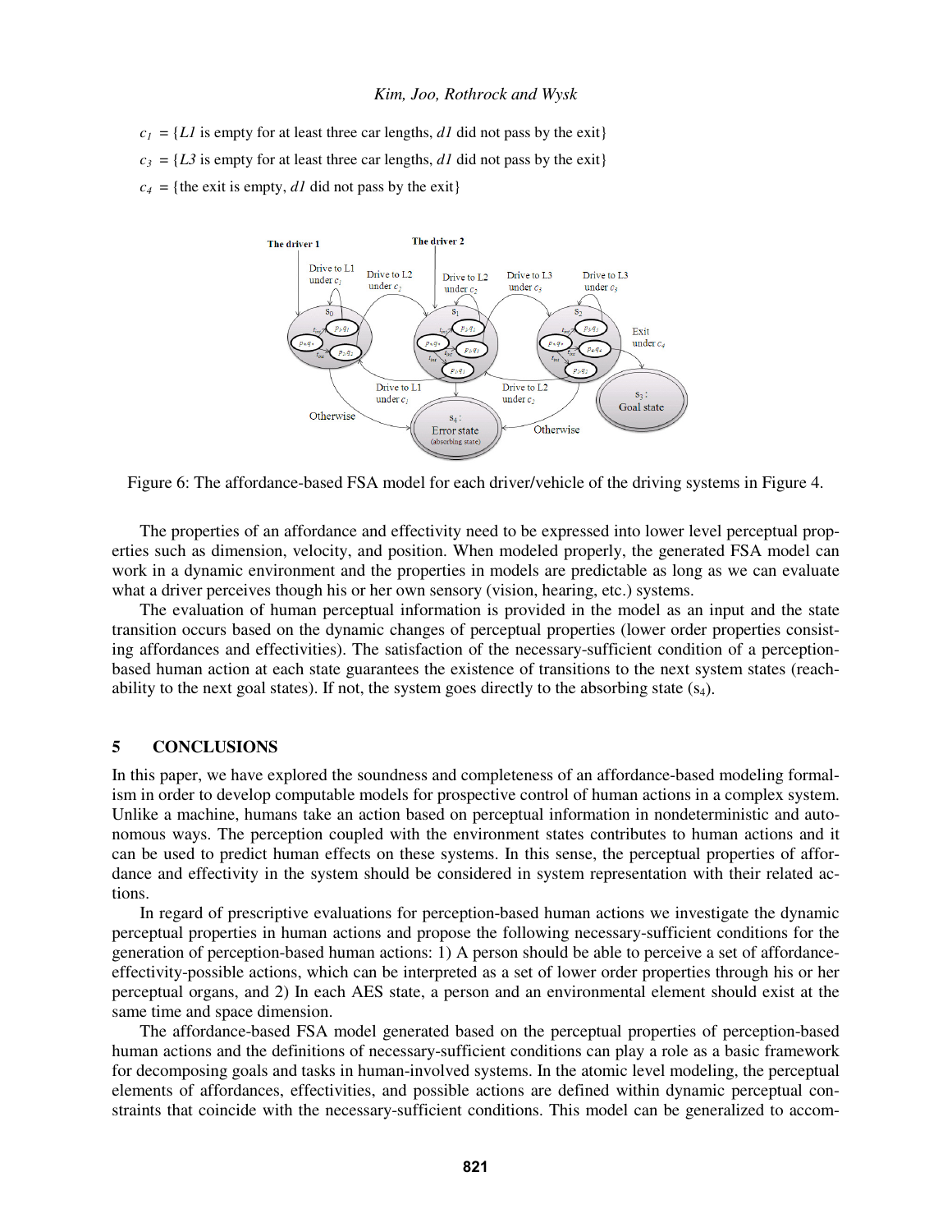$c_1$ = {*L1* is empty for at least three car lengths, *d1* did not pass by the exit}

$c_3$ = {*L3* is empty for at least three car lengths, *d1* did not pass by the exit}

$c_4$ = {the exit is empty, *d1* did not pass by the exit}

Figure 6: The affordance-based FSA model for each driver/vehicle of the driving systems in Figure 4.

The properties of an affordance and effectivity need to be expressed into lower level perceptual properties such as dimension, velocity, and position. When modeled properly, the generated FSA model can work in a dynamic environment and the properties in models are predictable as long as we can evaluate what a driver perceives though his or her own sensory (vision, hearing, etc.) systems.

The evaluation of human perceptual information is provided in the model as an input and the state transition occurs based on the dynamic changes of perceptual properties (lower order properties consisting affordances and effectivities). The satisfaction of the necessary-sufficient condition of a perception-based human action at each state guarantees the existence of transitions to the next system states (reachability to the next goal states). If not, the system goes directly to the absorbing state ($s_4$).

## 5 CONCLUSIONS

In this paper, we have explored the soundness and completeness of an affordance-based modeling formalism in order to develop computable models for prospective control of human actions in a complex system. Unlike a machine, humans take an action based on perceptual information in nondeterministic and autonomous ways. The perception coupled with the environment states contributes to human actions and it can be used to predict human effects on these systems. In this sense, the perceptual properties of affordance and effectivity in the system should be considered in system representation with their related actions.

In regard of prescriptive evaluations for perception-based human actions we investigate the dynamic perceptual properties in human actions and propose the following necessary-sufficient conditions for the generation of perception-based human actions: 1) A person should be able to perceive a set of affordance-effectivity-possible actions, which can be interpreted as a set of lower order properties through his or her perceptual organs, and 2) In each AES state, a person and an environmental element should exist at the same time and space dimension.

The affordance-based FSA model generated based on the perceptual properties of perception-based human actions and the definitions of necessary-sufficient conditions can play a role as a basic framework for decomposing goals and tasks in human-involved systems. In the atomic level modeling, the perceptual elements of affordances, effectivities, and possible actions are defined within dynamic perceptual constraints that coincide with the necessary-sufficient conditions. This model can be generalized to accom-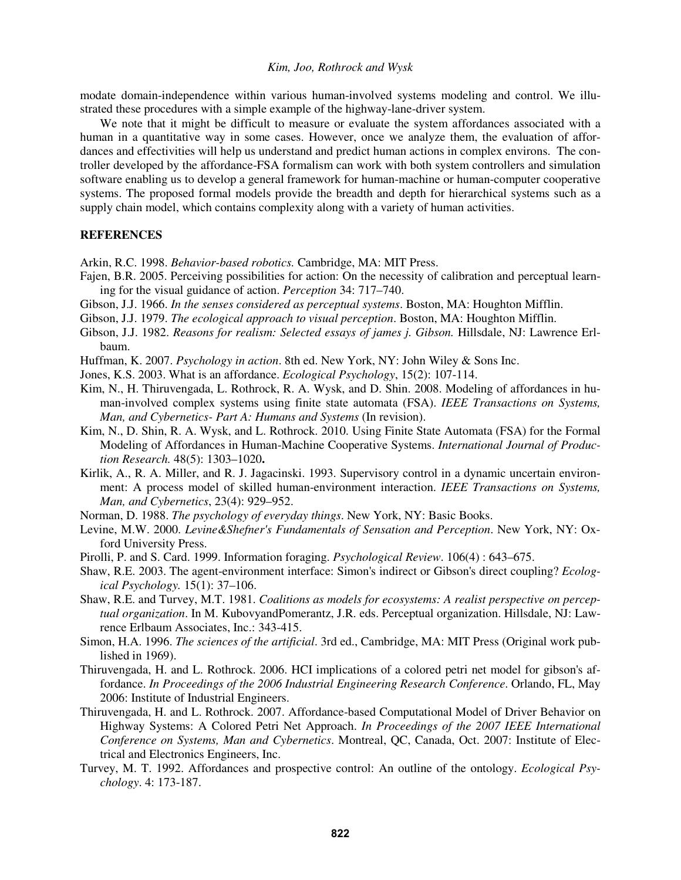modate domain-independence within various human-involved systems modeling and control. We illustrated these procedures with a simple example of the highway-lane-driver system.

We note that it might be difficult to measure or evaluate the system affordances associated with a human in a quantitative way in some cases. However, once we analyze them, the evaluation of affordances and effectivities will help us understand and predict human actions in complex environs. The controller developed by the affordance-FSA formalism can work with both system controllers and simulation software enabling us to develop a general framework for human-machine or human-computer cooperative systems. The proposed formal models provide the breadth and depth for hierarchical systems such as a supply chain model, which contains complexity along with a variety of human activities.

## REFERENCES

Arkin, R.C. 1998. *Behavior-based robotics.* Cambridge, MA: MIT Press.

Fajen, B.R. 2005. Perceiving possibilities for action: On the necessity of calibration and perceptual learning for the visual guidance of action. *Perception* 34: 717–740.

Gibson, J.J. 1966. *In the senses considered as perceptual systems*. Boston, MA: Houghton Mifflin.

Gibson, J.J. 1979. *The ecological approach to visual perception*. Boston, MA: Houghton Mifflin.

Gibson, J.J. 1982. *Reasons for realism: Selected essays of james j. Gibson.* Hillsdale, NJ: Lawrence Erlbaum.

Huffman, K. 2007. *Psychology in action*. 8th ed. New York, NY: John Wiley & Sons Inc.

Jones, K.S. 2003. What is an affordance. *Ecological Psychology*, 15(2): 107-114.

Kim, N., H. Thiruvengada, L. Rothrock, R. A. Wysk, and D. Shin. 2008. Modeling of affordances in human-involved complex systems using finite state automata (FSA). *IEEE Transactions on Systems, Man, and Cybernetics- Part A: Humans and Systems* (In revision).

Kim, N., D. Shin, R. A. Wysk, and L. Rothrock. 2010. Using Finite State Automata (FSA) for the Formal Modeling of Affordances in Human-Machine Cooperative Systems. *International Journal of Production Research.* 48(5): 1303–1020**.**

Kirlik, A., R. A. Miller, and R. J. Jagacinski. 1993. Supervisory control in a dynamic uncertain environment: A process model of skilled human-environment interaction. *IEEE Transactions on Systems, Man, and Cybernetics*, 23(4): 929–952.

Norman, D. 1988. *The psychology of everyday things*. New York, NY: Basic Books.

Levine, M.W. 2000. *Levine&Shefner's Fundamentals of Sensation and Perception*. New York, NY: Oxford University Press.

Pirolli, P. and S. Card. 1999. Information foraging. *Psychological Review*. 106(4) : 643–675.

Shaw, R.E. 2003. The agent-environment interface: Simon's indirect or Gibson's direct coupling? *Ecological Psychology.* 15(1): 37–106.

Shaw, R.E. and Turvey, M.T. 1981. *Coalitions as models for ecosystems: A realist perspective on perceptual organization*. In M. KubovyandPomerantz, J.R. eds. Perceptual organization. Hillsdale, NJ: Lawrence Erlbaum Associates, Inc.: 343-415.

Simon, H.A. 1996. *The sciences of the artificial*. 3rd ed., Cambridge, MA: MIT Press (Original work published in 1969).

Thiruvengada, H. and L. Rothrock. 2006. HCI implications of a colored petri net model for gibson's affordance. *In Proceedings of the 2006 Industrial Engineering Research Conference*. Orlando, FL, May 2006: Institute of Industrial Engineers.

Thiruvengada, H. and L. Rothrock. 2007. Affordance-based Computational Model of Driver Behavior on Highway Systems: A Colored Petri Net Approach. *In Proceedings of the 2007 IEEE International Conference on Systems, Man and Cybernetics*. Montreal, QC, Canada, Oct. 2007: Institute of Electrical and Electronics Engineers, Inc.

Turvey, M. T. 1992. Affordances and prospective control: An outline of the ontology. *Ecological Psychology*. 4: 173-187.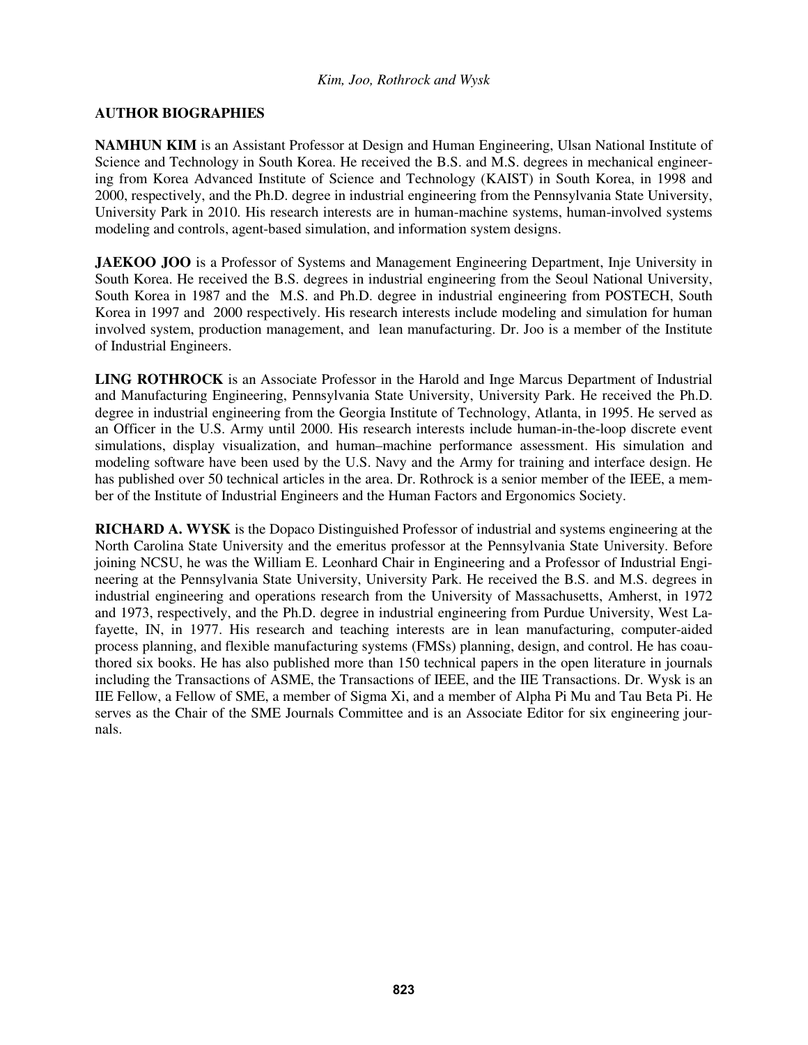## AUTHOR BIOGRAPHIES

**NAMHUN KIM** is an Assistant Professor at Design and Human Engineering, Ulsan National Institute of Science and Technology in South Korea. He received the B.S. and M.S. degrees in mechanical engineering from Korea Advanced Institute of Science and Technology (KAIST) in South Korea, in 1998 and 2000, respectively, and the Ph.D. degree in industrial engineering from the Pennsylvania State University, University Park in 2010. His research interests are in human-machine systems, human-involved systems modeling and controls, agent-based simulation, and information system designs.

**JAEKOO JOO** is a Professor of Systems and Management Engineering Department, Inje University in South Korea. He received the B.S. degrees in industrial engineering from the Seoul National University, South Korea in 1987 and the M.S. and Ph.D. degree in industrial engineering from POSTECH, South Korea in 1997 and 2000 respectively. His research interests include modeling and simulation for human involved system, production management, and lean manufacturing. Dr. Joo is a member of the Institute of Industrial Engineers.

**LING ROTHROCK** is an Associate Professor in the Harold and Inge Marcus Department of Industrial and Manufacturing Engineering, Pennsylvania State University, University Park. He received the Ph.D. degree in industrial engineering from the Georgia Institute of Technology, Atlanta, in 1995. He served as an Officer in the U.S. Army until 2000. His research interests include human-in-the-loop discrete event simulations, display visualization, and human–machine performance assessment. His simulation and modeling software have been used by the U.S. Navy and the Army for training and interface design. He has published over 50 technical articles in the area. Dr. Rothrock is a senior member of the IEEE, a member of the Institute of Industrial Engineers and the Human Factors and Ergonomics Society.

**RICHARD A. WYSK** is the Dopaco Distinguished Professor of industrial and systems engineering at the North Carolina State University and the emeritus professor at the Pennsylvania State University. Before joining NCSU, he was the William E. Leonhard Chair in Engineering and a Professor of Industrial Engineering at the Pennsylvania State University, University Park. He received the B.S. and M.S. degrees in industrial engineering and operations research from the University of Massachusetts, Amherst, in 1972 and 1973, respectively, and the Ph.D. degree in industrial engineering from Purdue University, West Lafayette, IN, in 1977. His research and teaching interests are in lean manufacturing, computer-aided process planning, and flexible manufacturing systems (FMSs) planning, design, and control. He has coauthored six books. He has also published more than 150 technical papers in the open literature in journals including the Transactions of ASME, the Transactions of IEEE, and the IIE Transactions. Dr. Wysk is an IIE Fellow, a Fellow of SME, a member of Sigma Xi, and a member of Alpha Pi Mu and Tau Beta Pi. He serves as the Chair of the SME Journals Committee and is an Associate Editor for six engineering journals.